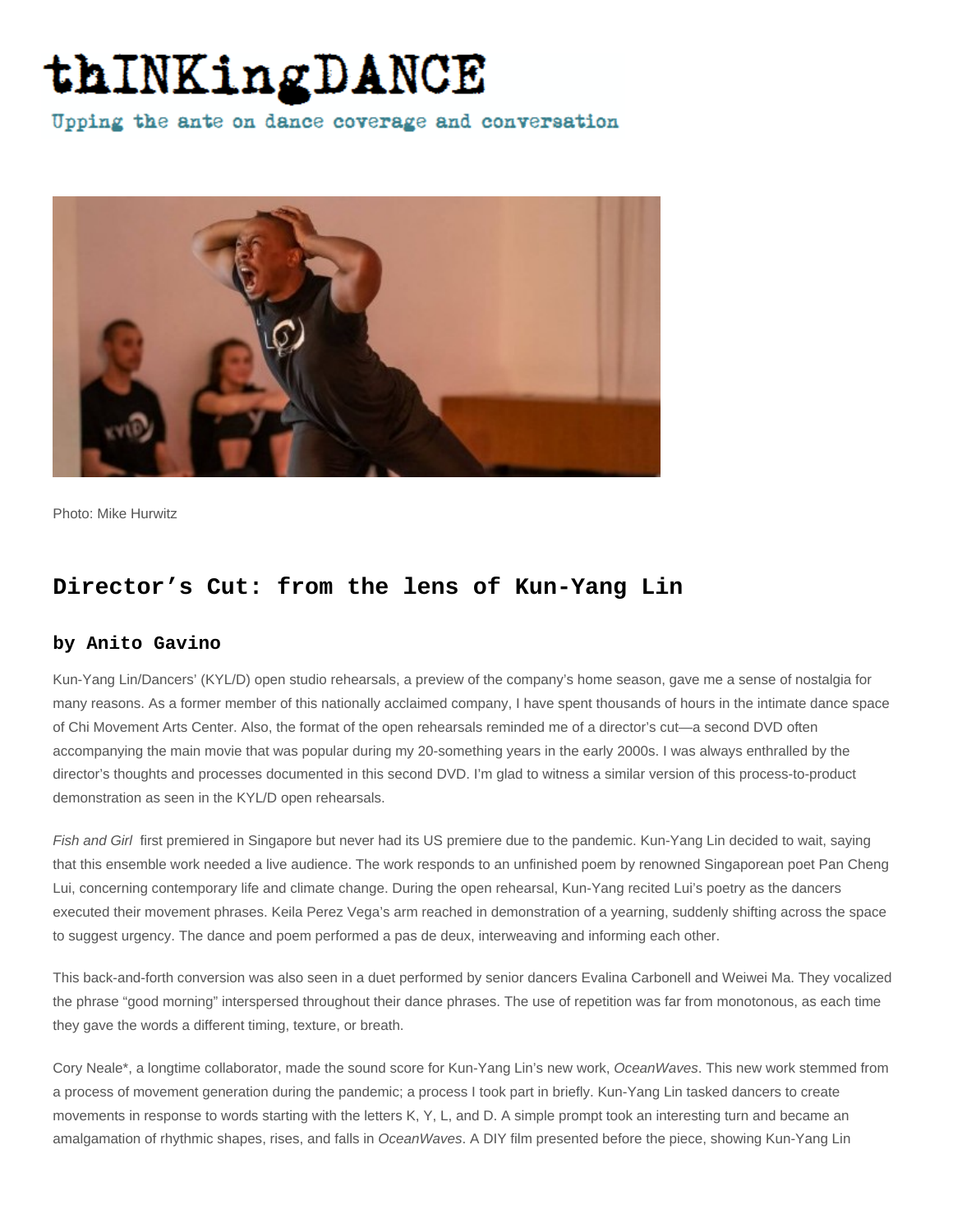# thINKingDANCE

Upping the ante on dance coverage and conversation

Photo: Mike Hurwitz

## Director's Cut: from the lens of Kun-Yang Lin

### by Anito Gavino

Kun-Yang Lin/Dancers' (KYL/D) open studio rehearsals, a preview of the company's home season, gave me a sense of nostalgia for many reasons. As a former member of this nationally acclaimed company, I have spent thousands of hours in the intimate dance space of Chi Movement Arts Center. Also, the format of the open rehearsals reminded me of a director's cut—a second DVD often accompanying the main movie that was popular during my 20-something years in the early 2000s. I was always enthralled by the director's thoughts and processes documented in this second DVD. I'm glad to witness a similar version of this process-to-product demonstration as seen in the KYL/D open rehearsals.

*Fish and Girl* first premiered in Singapore but never had its US premiere due to the pandemic. Kun-Yang Lin decided to wait, saying that this ensemble work needed a live audience. The work responds to an unfinished poem by renowned Singaporean poet Pan Cheng Lui, concerning contemporary life and climate change. During the open rehearsal, Kun-Yang recited Lui's poetry as the dancers executed their movement phrases. Keila Perez Vega's arm reached in demonstration of a yearning, suddenly shifting across the space to suggest urgency. The dance and poem performed a pas de deux, interweaving and informing each other.

This back-and-forth conversion was also seen in a duet performed by senior dancers Evalina Carbonell and Weiwei Ma. They vocalized the phrase "good morning" interspersed throughout their dance phrases. The use of repetition was far from monotonous, as each time they gave the words a different timing, texture, or breath.

Cory Neale*, a longtime collaborator, made the sound score for Kun-Yang Lin's new work, *OceanWaves*. This new work stemmed from a process of movement generation during the pandemic; a process I took part in briefly. Kun-Yang Lin tasked dancers to create movements in response to words starting with the letters K, Y, L, and D. A simple prompt took an interesting turn and became an amalgamation of rhythmic shapes, rises, and falls in *OceanWaves*. A DIY film presented before the piece, showing Kun-Yang Lin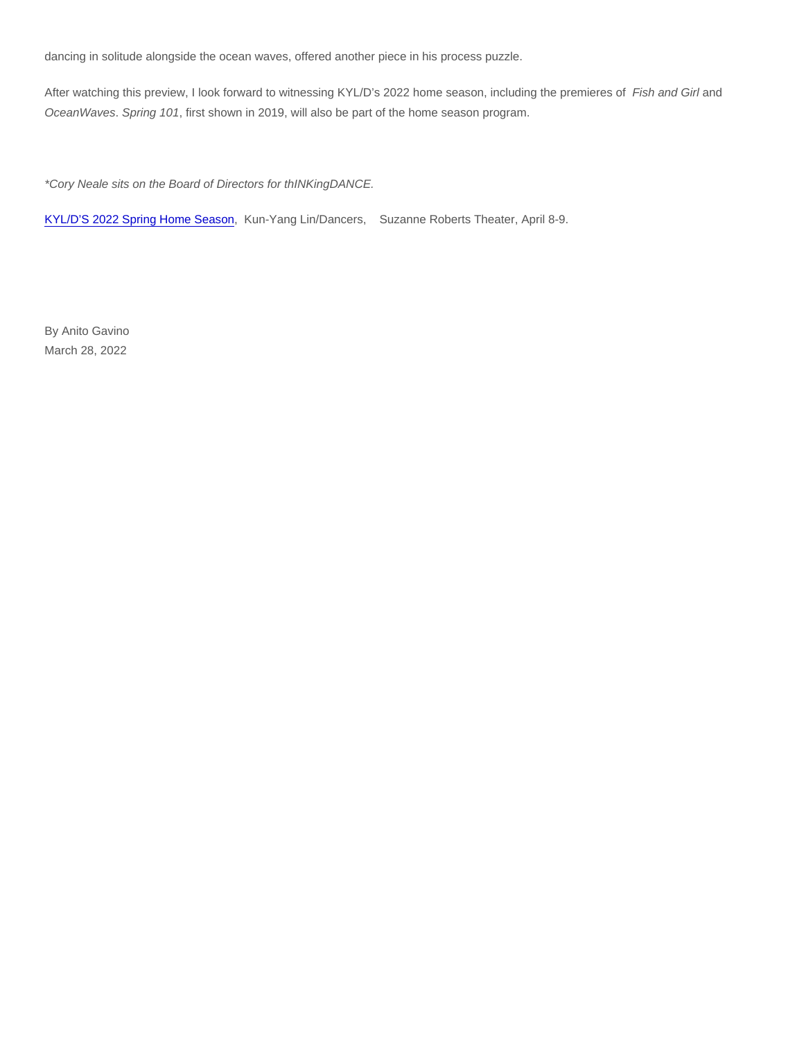dancing in solitude alongside the ocean waves, offered another piece in his process puzzle.

After watching this preview, I look forward to witnessing KYL/D's 2022 home season, including the premieres of *Fish and Girl* and *OceanWaves*. *Spring 101*, first shown in 2019, will also be part of the home season program.

*\*Cory Neale sits on the Board of Directors for thINKingDANCE.*

KYL/D'S 2022 Spring Home Season, Kun-Yang Lin/Dancers, Suzanne Roberts Theater, April 8-9.

By Anito Gavino
March 28, 2022